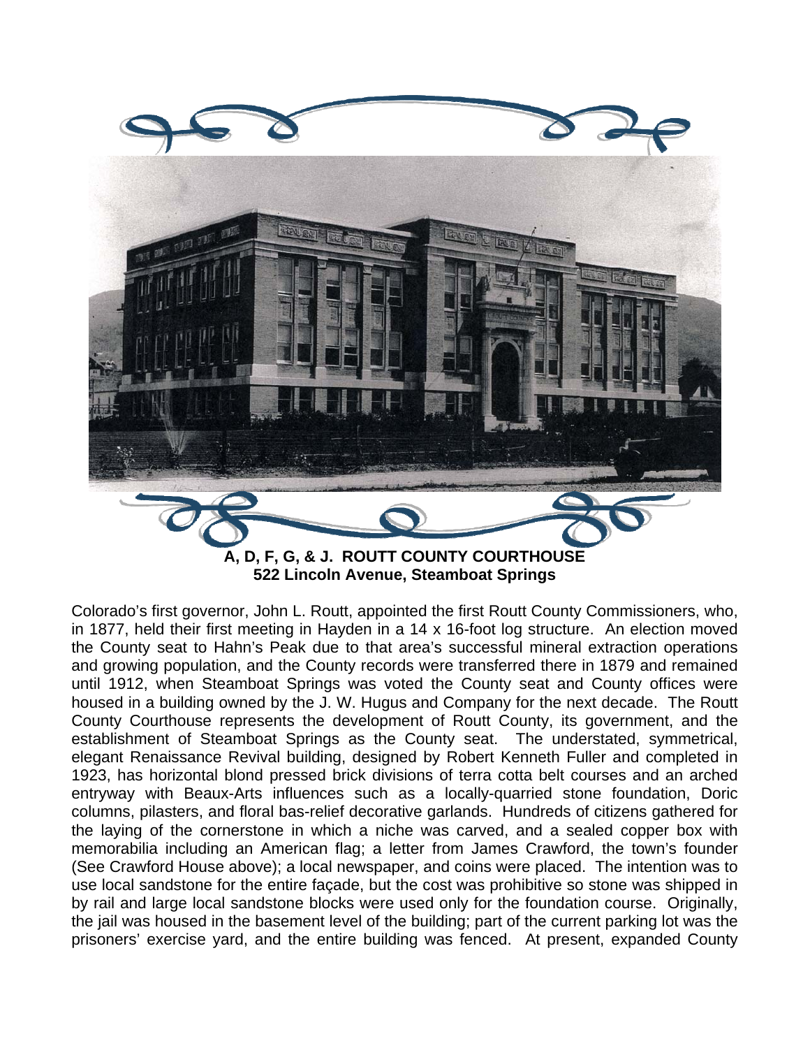**A, D, F, G, & J. ROUTT COUNTY COURTHOUSE**
**522 Lincoln Avenue, Steamboat Springs**

Colorado's first governor, John L. Routt, appointed the first Routt County Commissioners, who, in 1877, held their first meeting in Hayden in a 14 x 16-foot log structure. An election moved the County seat to Hahn's Peak due to that area's successful mineral extraction operations and growing population, and the County records were transferred there in 1879 and remained until 1912, when Steamboat Springs was voted the County seat and County offices were housed in a building owned by the J. W. Hugus and Company for the next decade. The Routt County Courthouse represents the development of Routt County, its government, and the establishment of Steamboat Springs as the County seat. The understated, symmetrical, elegant Renaissance Revival building, designed by Robert Kenneth Fuller and completed in 1923, has horizontal blond pressed brick divisions of terra cotta belt courses and an arched entryway with Beaux-Arts influences such as a locally-quarried stone foundation, Doric columns, pilasters, and floral bas-relief decorative garlands. Hundreds of citizens gathered for the laying of the cornerstone in which a niche was carved, and a sealed copper box with memorabilia including an American flag; a letter from James Crawford, the town's founder (See Crawford House above); a local newspaper, and coins were placed. The intention was to use local sandstone for the entire façade, but the cost was prohibitive so stone was shipped in by rail and large local sandstone blocks were used only for the foundation course. Originally, the jail was housed in the basement level of the building; part of the current parking lot was the prisoners' exercise yard, and the entire building was fenced. At present, expanded County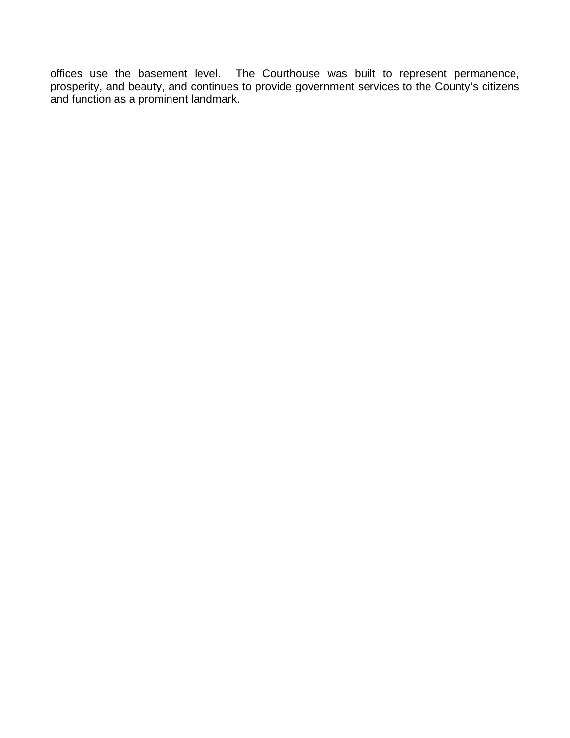offices use the basement level. The Courthouse was built to represent permanence, prosperity, and beauty, and continues to provide government services to the County's citizens and function as a prominent landmark.